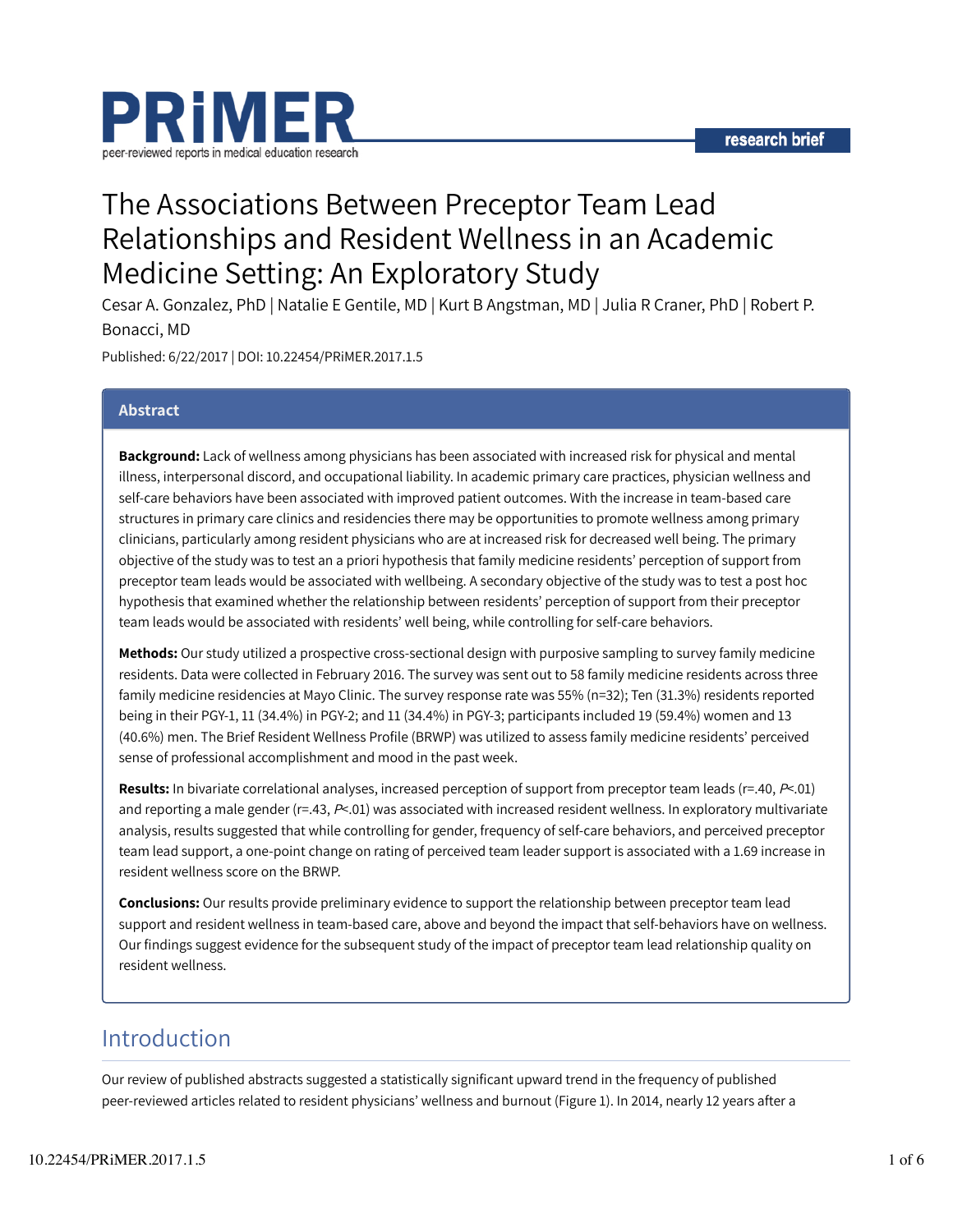PRiMER

peer-reviewed reports in medical education research

research brief

# The Associations Between Preceptor Team Lead Relationships and Resident Wellness in an Academic Medicine Setting: An Exploratory Study

Cesar A. Gonzalez, PhD | Natalie E Gentile, MD | Kurt B Angstman, MD | Julia R Craner, PhD | Robert P. Bonacci, MD

Published: 6/22/2017 | DOI: 10.22454/PRiMER.2017.1.5

## Abstract

**Background:** Lack of wellness among physicians has been associated with increased risk for physical and mental illness, interpersonal discord, and occupational liability. In academic primary care practices, physician wellness and self-care behaviors have been associated with improved patient outcomes. With the increase in team-based care structures in primary care clinics and residencies there may be opportunities to promote wellness among primary clinicians, particularly among resident physicians who are at increased risk for decreased well being. The primary objective of the study was to test an a priori hypothesis that family medicine residents' perception of support from preceptor team leads would be associated with wellbeing. A secondary objective of the study was to test a post hoc hypothesis that examined whether the relationship between residents' perception of support from their preceptor team leads would be associated with residents' well being, while controlling for self-care behaviors.

**Methods:** Our study utilized a prospective cross-sectional design with purposive sampling to survey family medicine residents. Data were collected in February 2016. The survey was sent out to 58 family medicine residents across three family medicine residencies at Mayo Clinic. The survey response rate was 55% (n=32); Ten (31.3%) residents reported being in their PGY-1, 11 (34.4%) in PGY-2; and 11 (34.4%) in PGY-3; participants included 19 (59.4%) women and 13 (40.6%) men. The Brief Resident Wellness Profile (BRWP) was utilized to assess family medicine residents' perceived sense of professional accomplishment and mood in the past week.

**Results:** In bivariate correlational analyses, increased perception of support from preceptor team leads ($r=.40$, $P<.01$) and reporting a male gender ($r=.43$, $P<.01$) was associated with increased resident wellness. In exploratory multivariate analysis, results suggested that while controlling for gender, frequency of self-care behaviors, and perceived preceptor team lead support, a one-point change on rating of perceived team leader support is associated with a 1.69 increase in resident wellness score on the BRWP.

**Conclusions:** Our results provide preliminary evidence to support the relationship between preceptor team lead support and resident wellness in team-based care, above and beyond the impact that self-behaviors have on wellness. Our findings suggest evidence for the subsequent study of the impact of preceptor team lead relationship quality on resident wellness.

## Introduction

Our review of published abstracts suggested a statistically significant upward trend in the frequency of published peer-reviewed articles related to resident physicians' wellness and burnout (Figure 1). In 2014, nearly 12 years after a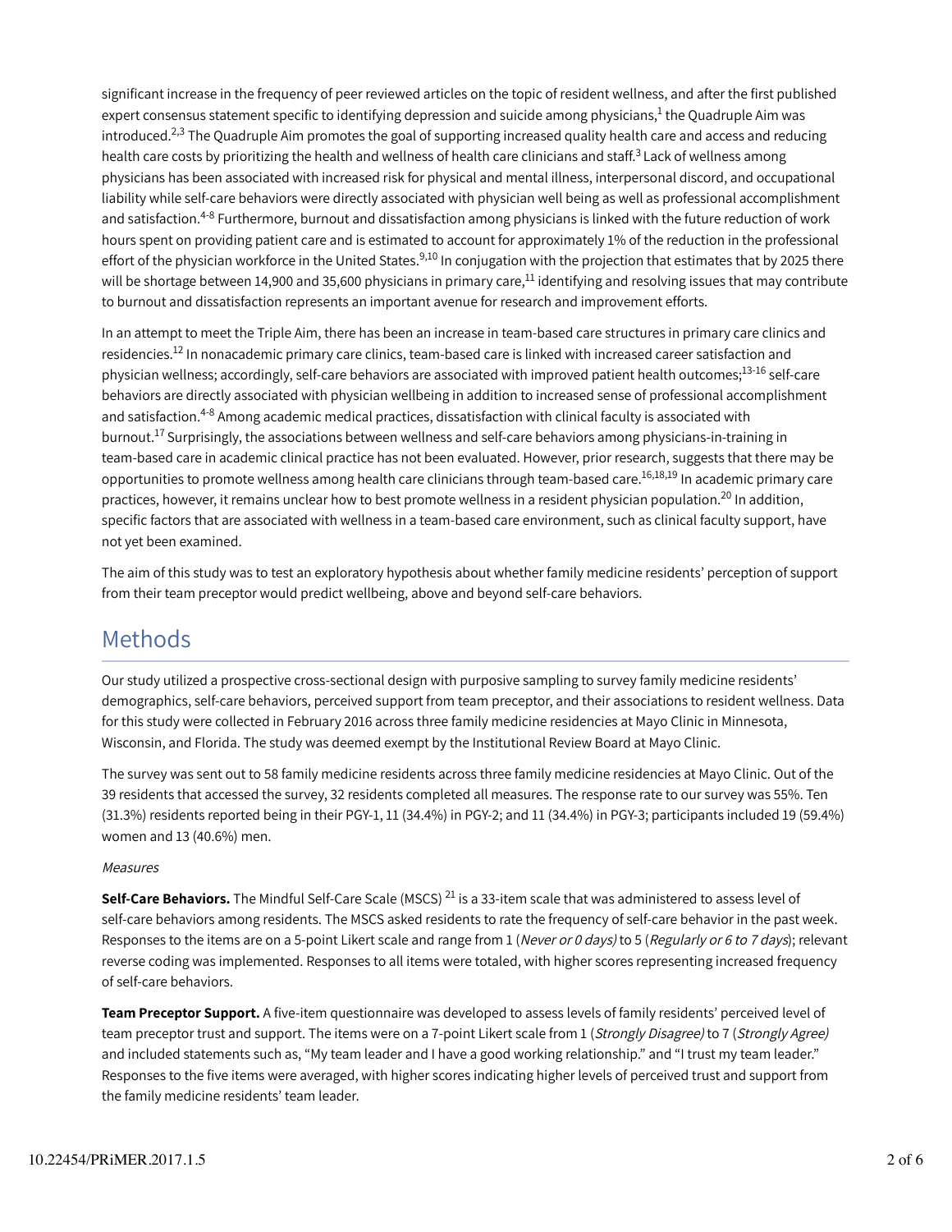significant increase in the frequency of peer reviewed articles on the topic of resident wellness, and after the first published expert consensus statement specific to identifying depression and suicide among physicians,[1] the Quadruple Aim was introduced.[2,3] The Quadruple Aim promotes the goal of supporting increased quality health care and access and reducing health care costs by prioritizing the health and wellness of health care clinicians and staff.[3] Lack of wellness among physicians has been associated with increased risk for physical and mental illness, interpersonal discord, and occupational liability while self-care behaviors were directly associated with physician well being as well as professional accomplishment and satisfaction.[4-8] Furthermore, burnout and dissatisfaction among physicians is linked with the future reduction of work hours spent on providing patient care and is estimated to account for approximately 1% of the reduction in the professional effort of the physician workforce in the United States.[9,10] In conjugation with the projection that estimates that by 2025 there will be shortage between 14,900 and 35,600 physicians in primary care,[11] identifying and resolving issues that may contribute to burnout and dissatisfaction represents an important avenue for research and improvement efforts.

In an attempt to meet the Triple Aim, there has been an increase in team-based care structures in primary care clinics and residencies.[12] In nonacademic primary care clinics, team-based care is linked with increased career satisfaction and physician wellness; accordingly, self-care behaviors are associated with improved patient health outcomes;[13-16] self-care behaviors are directly associated with physician wellbeing in addition to increased sense of professional accomplishment and satisfaction.[4-8] Among academic medical practices, dissatisfaction with clinical faculty is associated with burnout.[17] Surprisingly, the associations between wellness and self-care behaviors among physicians-in-training in team-based care in academic clinical practice has not been evaluated. However, prior research, suggests that there may be opportunities to promote wellness among health care clinicians through team-based care.[16,18,19] In academic primary care practices, however, it remains unclear how to best promote wellness in a resident physician population.[20] In addition, specific factors that are associated with wellness in a team-based care environment, such as clinical faculty support, have not yet been examined.

The aim of this study was to test an exploratory hypothesis about whether family medicine residents' perception of support from their team preceptor would predict wellbeing, above and beyond self-care behaviors.

## Methods

Our study utilized a prospective cross-sectional design with purposive sampling to survey family medicine residents' demographics, self-care behaviors, perceived support from team preceptor, and their associations to resident wellness. Data for this study were collected in February 2016 across three family medicine residencies at Mayo Clinic in Minnesota, Wisconsin, and Florida. The study was deemed exempt by the Institutional Review Board at Mayo Clinic.

The survey was sent out to 58 family medicine residents across three family medicine residencies at Mayo Clinic. Out of the 39 residents that accessed the survey, 32 residents completed all measures. The response rate to our survey was 55%. Ten (31.3%) residents reported being in their PGY-1, 11 (34.4%) in PGY-2; and 11 (34.4%) in PGY-3; participants included 19 (59.4%) women and 13 (40.6%) men.

*Measures*

**Self-Care Behaviors.** The Mindful Self-Care Scale (MSCS) [21] is a 33-item scale that was administered to assess level of self-care behaviors among residents. The MSCS asked residents to rate the frequency of self-care behavior in the past week. Responses to the items are on a 5-point Likert scale and range from 1 (*Never or 0 days)* to 5 (*Regularly or 6 to 7 days*); relevant reverse coding was implemented. Responses to all items were totaled, with higher scores representing increased frequency of self-care behaviors.

**Team Preceptor Support.** A five-item questionnaire was developed to assess levels of family residents' perceived level of team preceptor trust and support. The items were on a 7-point Likert scale from 1 (*Strongly Disagree)* to 7 (*Strongly Agree)* and included statements such as, "My team leader and I have a good working relationship." and "I trust my team leader." Responses to the five items were averaged, with higher scores indicating higher levels of perceived trust and support from the family medicine residents' team leader.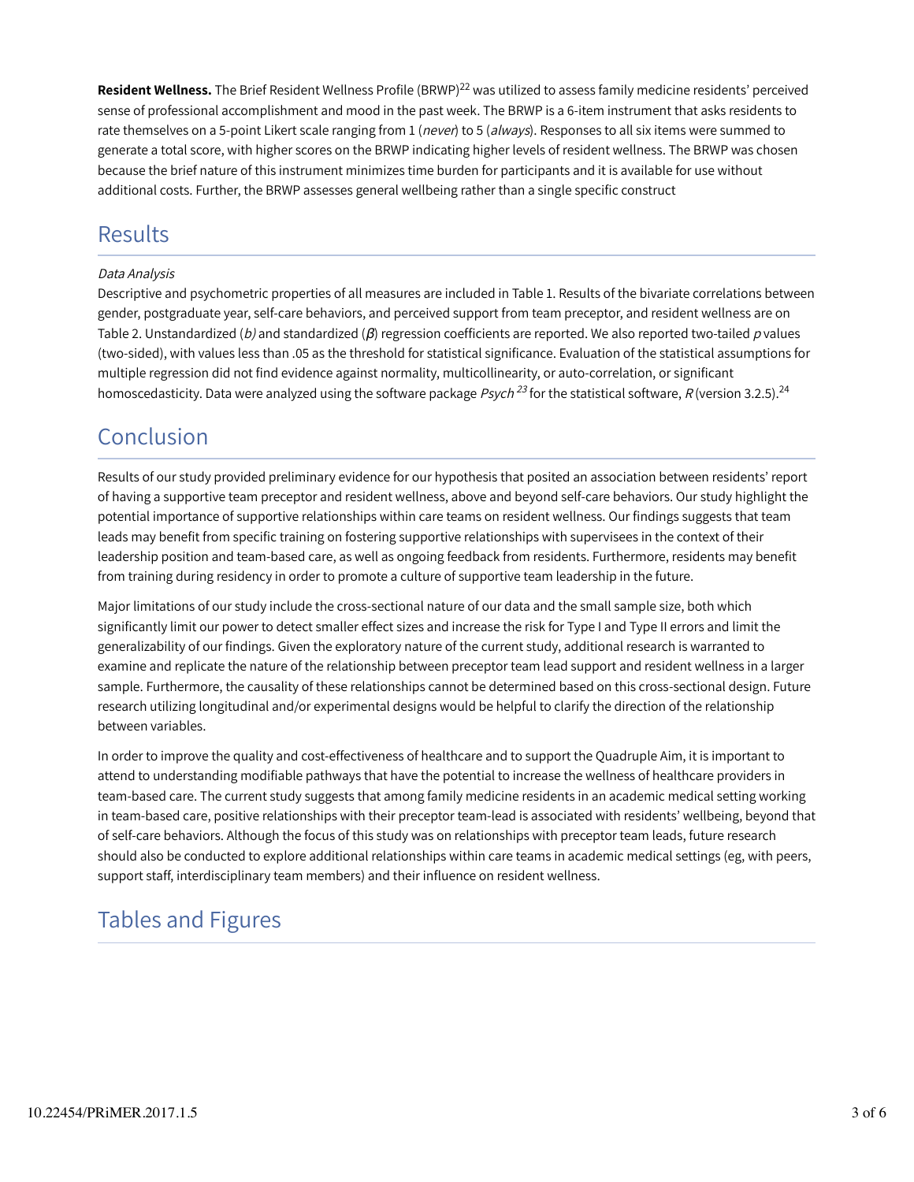**Resident Wellness.** The Brief Resident Wellness Profile (BRWP)[22] was utilized to assess family medicine residents' perceived sense of professional accomplishment and mood in the past week. The BRWP is a 6-item instrument that asks residents to rate themselves on a 5-point Likert scale ranging from 1 (*never*) to 5 (*always*). Responses to all six items were summed to generate a total score, with higher scores on the BRWP indicating higher levels of resident wellness. The BRWP was chosen because the brief nature of this instrument minimizes time burden for participants and it is available for use without additional costs. Further, the BRWP assesses general wellbeing rather than a single specific construct

## Results

*Data Analysis*

Descriptive and psychometric properties of all measures are included in Table 1. Results of the bivariate correlations between gender, postgraduate year, self-care behaviors, and perceived support from team preceptor, and resident wellness are on Table 2. Unstandardized (*b)* and standardized ($\beta$) regression coefficients are reported. We also reported two-tailed *p* values (two-sided), with values less than .05 as the threshold for statistical significance. Evaluation of the statistical assumptions for multiple regression did not find evidence against normality, multicollinearity, or auto-correlation, or significant homoscedasticity. Data were analyzed using the software package *Psych* [23] for the statistical software, *R* (version 3.2.5).[24]

## Conclusion

Results of our study provided preliminary evidence for our hypothesis that posited an association between residents' report of having a supportive team preceptor and resident wellness, above and beyond self-care behaviors. Our study highlight the potential importance of supportive relationships within care teams on resident wellness. Our findings suggests that team leads may benefit from specific training on fostering supportive relationships with supervisees in the context of their leadership position and team-based care, as well as ongoing feedback from residents. Furthermore, residents may benefit from training during residency in order to promote a culture of supportive team leadership in the future.

Major limitations of our study include the cross-sectional nature of our data and the small sample size, both which significantly limit our power to detect smaller effect sizes and increase the risk for Type I and Type II errors and limit the generalizability of our findings. Given the exploratory nature of the current study, additional research is warranted to examine and replicate the nature of the relationship between preceptor team lead support and resident wellness in a larger sample. Furthermore, the causality of these relationships cannot be determined based on this cross-sectional design. Future research utilizing longitudinal and/or experimental designs would be helpful to clarify the direction of the relationship between variables.

In order to improve the quality and cost-effectiveness of healthcare and to support the Quadruple Aim, it is important to attend to understanding modifiable pathways that have the potential to increase the wellness of healthcare providers in team-based care. The current study suggests that among family medicine residents in an academic medical setting working in team-based care, positive relationships with their preceptor team-lead is associated with residents' wellbeing, beyond that of self-care behaviors. Although the focus of this study was on relationships with preceptor team leads, future research should also be conducted to explore additional relationships within care teams in academic medical settings (eg, with peers, support staff, interdisciplinary team members) and their influence on resident wellness.

## Tables and Figures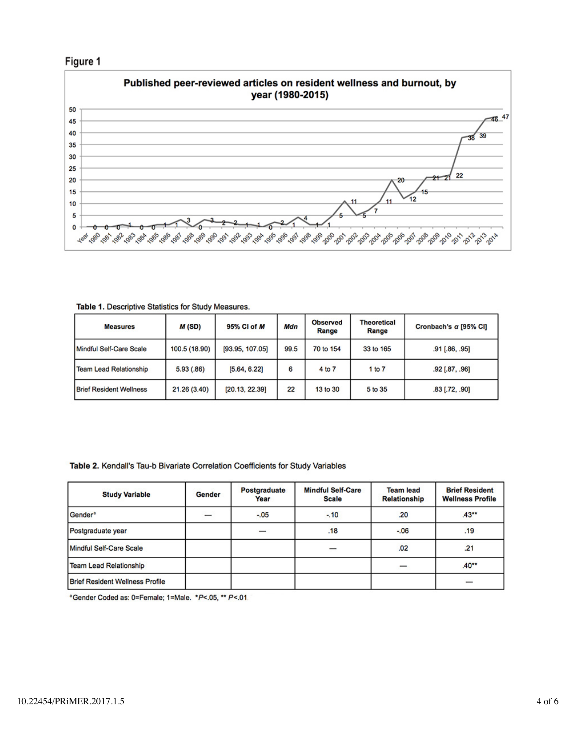**Figure 1**

**Published peer-reviewed articles on resident wellness and burnout, by year (1980-2015)**

**Table 1.** Descriptive Statistics for Study Measures.

| Measures | *M* (SD) | 95% CI of *M* | *Mdn* | Observed Range | Theoretical Range | Cronbach's *α* [95% CI] |
|---|---|---|---|---|---|---|
| Mindful Self-Care Scale | 100.5 (18.90) | [93.95, 107.05] | 99.5 | 70 to 154 | 33 to 165 | .91 [.86, .95] |
| Team Lead Relationship | 5.93 (.86) | [5.64, 6.22] | 6 | 4 to 7 | 1 to 7 | .92 [.87, .96] |
| Brief Resident Wellness | 21.26 (3.40) | [20.13, 22.39] | 22 | 13 to 30 | 5 to 35 | .83 [.72, .90] |

**Table 2.** Kendall's Tau-b Bivariate Correlation Coefficients for Study Variables

| Study Variable | Gender | Postgraduate Year | Mindful Self-Care Scale | Team lead Relationship | Brief Resident Wellness Profile |
|---|---|---|---|---|---|
| Gender[a] | — | -.05 | -.10 | .20 | .43** |
| Postgraduate year | | — | .18 | -.06 | .19 |
| Mindful Self-Care Scale | | | — | .02 | .21 |
| Team Lead Relationship | | | | — | .40** |
| Brief Resident Wellness Profile | | | | | — |

[a]Gender Coded as: 0=Female; 1=Male. *$P<.05$, ** $P<.01$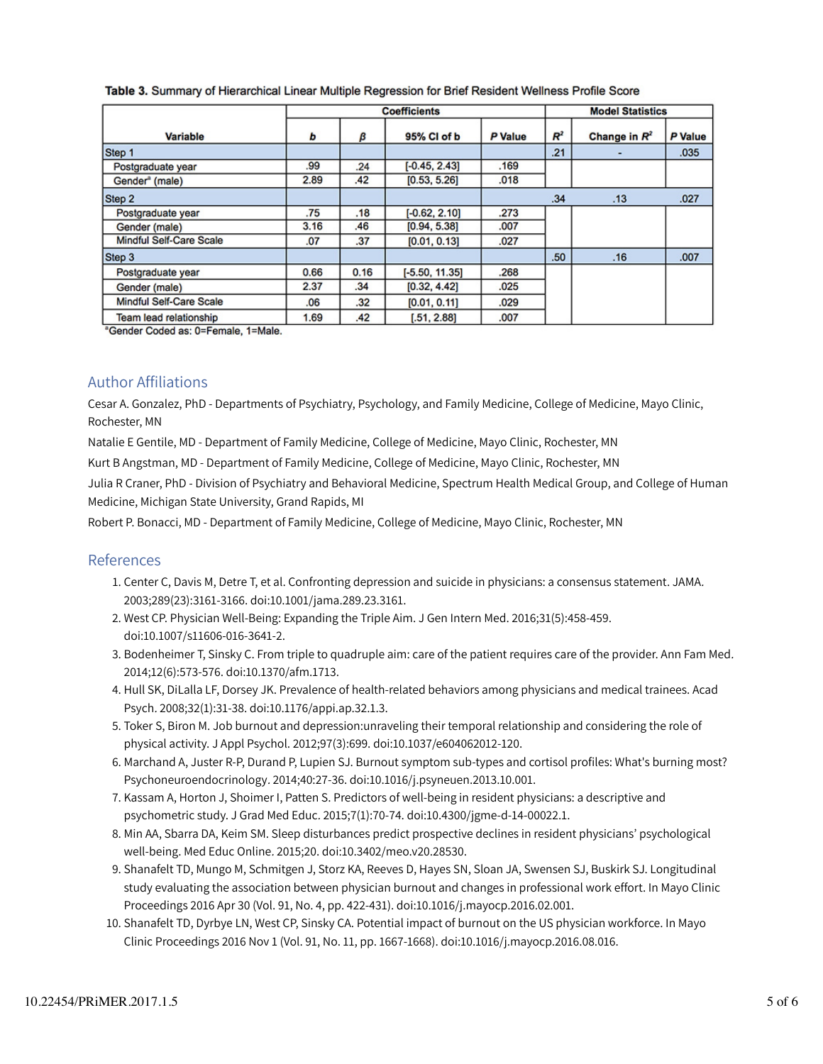**Table 3.** Summary of Hierarchical Linear Multiple Regression for Brief Resident Wellness Profile Score

| Variable | Coefficients | | | | Model Statistics | | |
|---|---|---|---|---|---|---|---|
| | *b* | *β* | 95% CI of b | *P* Value | $R^2$ | Change in $R^2$ | *P* Value |
| Step 1 | | | | | .21 | - | .035 |
| Postgraduate year | .99 | .24 | [-0.45, 2.43] | .169 | | | |
| Gender[a] (male) | 2.89 | .42 | [0.53, 5.26] | .018 | | | |
| Step 2 | | | | | .34 | .13 | .027 |
| Postgraduate year | .75 | .18 | [-0.62, 2.10] | .273 | | | |
| Gender (male) | 3.16 | .46 | [0.94, 5.38] | .007 | | | |
| Mindful Self-Care Scale | .07 | .37 | [0.01, 0.13] | .027 | | | |
| Step 3 | | | | | .50 | .16 | .007 |
| Postgraduate year | 0.66 | 0.16 | [-5.50, 11.35] | .268 | | | |
| Gender (male) | 2.37 | .34 | [0.32, 4.42] | .025 | | | |
| Mindful Self-Care Scale | .06 | .32 | [0.01, 0.11] | .029 | | | |
| Team lead relationship | 1.69 | .42 | [.51, 2.88] | .007 | | | |

[a]Gender Coded as: 0=Female, 1=Male.

## Author Affiliations

Cesar A. Gonzalez, PhD - Departments of Psychiatry, Psychology, and Family Medicine, College of Medicine, Mayo Clinic, Rochester, MN

Natalie E Gentile, MD - Department of Family Medicine, College of Medicine, Mayo Clinic, Rochester, MN

Kurt B Angstman, MD - Department of Family Medicine, College of Medicine, Mayo Clinic, Rochester, MN

Julia R Craner, PhD - Division of Psychiatry and Behavioral Medicine, Spectrum Health Medical Group, and College of Human Medicine, Michigan State University, Grand Rapids, MI

Robert P. Bonacci, MD - Department of Family Medicine, College of Medicine, Mayo Clinic, Rochester, MN

## References

1. Center C, Davis M, Detre T, et al. Confronting depression and suicide in physicians: a consensus statement. JAMA. 2003;289(23):3161-3166. doi:10.1001/jama.289.23.3161.
2. West CP. Physician Well-Being: Expanding the Triple Aim. J Gen Intern Med. 2016;31(5):458-459. doi:10.1007/s11606-016-3641-2.
3. Bodenheimer T, Sinsky C. From triple to quadruple aim: care of the patient requires care of the provider. Ann Fam Med. 2014;12(6):573-576. doi:10.1370/afm.1713.
4. Hull SK, DiLalla LF, Dorsey JK. Prevalence of health-related behaviors among physicians and medical trainees. Acad Psych. 2008;32(1):31-38. doi:10.1176/appi.ap.32.1.3.
5. Toker S, Biron M. Job burnout and depression:unraveling their temporal relationship and considering the role of physical activity. J Appl Psychol. 2012;97(3):699. doi:10.1037/e604062012-120.
6. Marchand A, Juster R-P, Durand P, Lupien SJ. Burnout symptom sub-types and cortisol profiles: What's burning most? Psychoneuroendocrinology. 2014;40:27-36. doi:10.1016/j.psyneuen.2013.10.001.
7. Kassam A, Horton J, Shoimer I, Patten S. Predictors of well-being in resident physicians: a descriptive and psychometric study. J Grad Med Educ. 2015;7(1):70-74. doi:10.4300/jgme-d-14-00022.1.
8. Min AA, Sbarra DA, Keim SM. Sleep disturbances predict prospective declines in resident physicians' psychological well-being. Med Educ Online. 2015;20. doi:10.3402/meo.v20.28530.
9. Shanafelt TD, Mungo M, Schmitgen J, Storz KA, Reeves D, Hayes SN, Sloan JA, Swensen SJ, Buskirk SJ. Longitudinal study evaluating the association between physician burnout and changes in professional work effort. In Mayo Clinic Proceedings 2016 Apr 30 (Vol. 91, No. 4, pp. 422-431). doi:10.1016/j.mayocp.2016.02.001.
10. Shanafelt TD, Dyrbye LN, West CP, Sinsky CA. Potential impact of burnout on the US physician workforce. In Mayo Clinic Proceedings 2016 Nov 1 (Vol. 91, No. 11, pp. 1667-1668). doi:10.1016/j.mayocp.2016.08.016.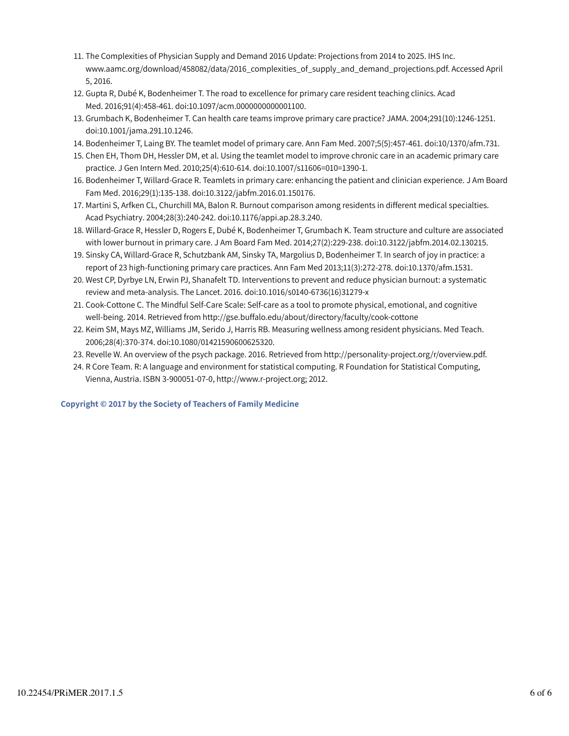11. The Complexities of Physician Supply and Demand 2016 Update: Projections from 2014 to 2025. IHS Inc. www.aamc.org/download/458082/data/2016_complexities_of_supply_and_demand_projections.pdf. Accessed April 5, 2016.
12. Gupta R, Dubé K, Bodenheimer T. The road to excellence for primary care resident teaching clinics. Acad Med. 2016;91(4):458-461. doi:10.1097/acm.0000000000001100.
13. Grumbach K, Bodenheimer T. Can health care teams improve primary care practice? JAMA. 2004;291(10):1246-1251. doi:10.1001/jama.291.10.1246.
14. Bodenheimer T, Laing BY. The teamlet model of primary care. Ann Fam Med. 2007;5(5):457-461. doi:10/1370/afm.731.
15. Chen EH, Thom DH, Hessler DM, et al. Using the teamlet model to improve chronic care in an academic primary care practice. J Gen Intern Med. 2010;25(4):610-614. doi:10.1007/s11606=010=1390-1.
16. Bodenheimer T, Willard-Grace R. Teamlets in primary care: enhancing the patient and clinician experience. J Am Board Fam Med. 2016;29(1):135-138. doi:10.3122/jabfm.2016.01.150176.
17. Martini S, Arfken CL, Churchill MA, Balon R. Burnout comparison among residents in different medical specialties. Acad Psychiatry. 2004;28(3):240-242. doi:10.1176/appi.ap.28.3.240.
18. Willard-Grace R, Hessler D, Rogers E, Dubé K, Bodenheimer T, Grumbach K. Team structure and culture are associated with lower burnout in primary care. J Am Board Fam Med. 2014;27(2):229-238. doi:10.3122/jabfm.2014.02.130215.
19. Sinsky CA, Willard-Grace R, Schutzbank AM, Sinsky TA, Margolius D, Bodenheimer T. In search of joy in practice: a report of 23 high-functioning primary care practices. Ann Fam Med 2013;11(3):272-278. doi:10.1370/afm.1531.
20. West CP, Dyrbye LN, Erwin PJ, Shanafelt TD. Interventions to prevent and reduce physician burnout: a systematic review and meta-analysis. The Lancet. 2016. doi:10.1016/s0140-6736(16)31279-x
21. Cook-Cottone C. The Mindful Self-Care Scale: Self-care as a tool to promote physical, emotional, and cognitive well-being. 2014. Retrieved from http://gse.buffalo.edu/about/directory/faculty/cook-cottone
22. Keim SM, Mays MZ, Williams JM, Serido J, Harris RB. Measuring wellness among resident physicians. Med Teach. 2006;28(4):370-374. doi:10.1080/01421590600625320.
23. Revelle W. An overview of the psych package. 2016. Retrieved from http://personality-project.org/r/overview.pdf.
24. R Core Team. R: A language and environment for statistical computing. R Foundation for Statistical Computing, Vienna, Austria. ISBN 3-900051-07-0, http://www.r-project.org; 2012.

**Copyright © 2017 by the Society of Teachers of Family Medicine**